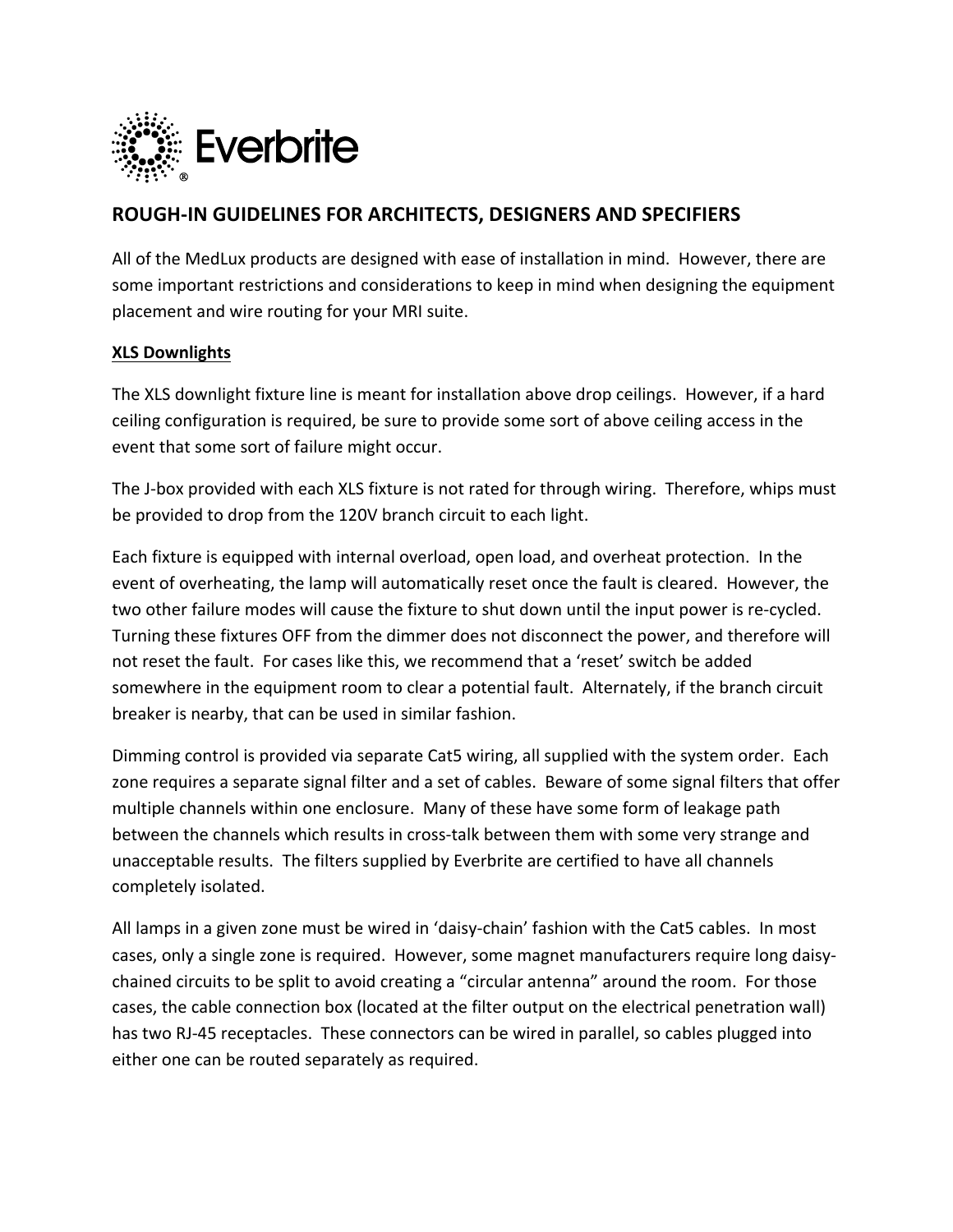Everbrite®

## ROUGH-IN GUIDELINES FOR ARCHITECTS, DESIGNERS AND SPECIFIERS

All of the MedLux products are designed with ease of installation in mind. However, there are some important restrictions and considerations to keep in mind when designing the equipment placement and wire routing for your MRI suite.

### XLS Downlights

The XLS downlight fixture line is meant for installation above drop ceilings. However, if a hard ceiling configuration is required, be sure to provide some sort of above ceiling access in the event that some sort of failure might occur.

The J-box provided with each XLS fixture is not rated for through wiring. Therefore, whips must be provided to drop from the 120V branch circuit to each light.

Each fixture is equipped with internal overload, open load, and overheat protection. In the event of overheating, the lamp will automatically reset once the fault is cleared. However, the two other failure modes will cause the fixture to shut down until the input power is re-cycled. Turning these fixtures OFF from the dimmer does not disconnect the power, and therefore will not reset the fault. For cases like this, we recommend that a 'reset' switch be added somewhere in the equipment room to clear a potential fault. Alternately, if the branch circuit breaker is nearby, that can be used in similar fashion.

Dimming control is provided via separate Cat5 wiring, all supplied with the system order. Each zone requires a separate signal filter and a set of cables. Beware of some signal filters that offer multiple channels within one enclosure. Many of these have some form of leakage path between the channels which results in cross-talk between them with some very strange and unacceptable results. The filters supplied by Everbrite are certified to have all channels completely isolated.

All lamps in a given zone must be wired in 'daisy-chain' fashion with the Cat5 cables. In most cases, only a single zone is required. However, some magnet manufacturers require long daisy-chained circuits to be split to avoid creating a "circular antenna" around the room. For those cases, the cable connection box (located at the filter output on the electrical penetration wall) has two RJ-45 receptacles. These connectors can be wired in parallel, so cables plugged into either one can be routed separately as required.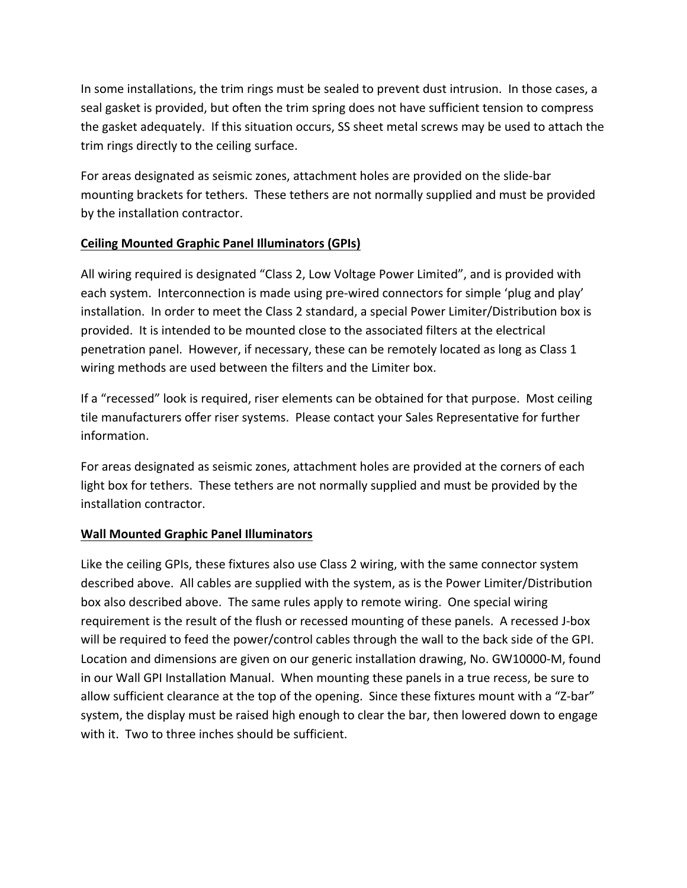In some installations, the trim rings must be sealed to prevent dust intrusion. In those cases, a seal gasket is provided, but often the trim spring does not have sufficient tension to compress the gasket adequately. If this situation occurs, SS sheet metal screws may be used to attach the trim rings directly to the ceiling surface.

For areas designated as seismic zones, attachment holes are provided on the slide-bar mounting brackets for tethers. These tethers are not normally supplied and must be provided by the installation contractor.

**Ceiling Mounted Graphic Panel Illuminators (GPIs)**

All wiring required is designated "Class 2, Low Voltage Power Limited", and is provided with each system. Interconnection is made using pre-wired connectors for simple 'plug and play' installation. In order to meet the Class 2 standard, a special Power Limiter/Distribution box is provided. It is intended to be mounted close to the associated filters at the electrical penetration panel. However, if necessary, these can be remotely located as long as Class 1 wiring methods are used between the filters and the Limiter box.

If a "recessed" look is required, riser elements can be obtained for that purpose. Most ceiling tile manufacturers offer riser systems. Please contact your Sales Representative for further information.

For areas designated as seismic zones, attachment holes are provided at the corners of each light box for tethers. These tethers are not normally supplied and must be provided by the installation contractor.

**Wall Mounted Graphic Panel Illuminators**

Like the ceiling GPIs, these fixtures also use Class 2 wiring, with the same connector system described above. All cables are supplied with the system, as is the Power Limiter/Distribution box also described above. The same rules apply to remote wiring. One special wiring requirement is the result of the flush or recessed mounting of these panels. A recessed J-box will be required to feed the power/control cables through the wall to the back side of the GPI. Location and dimensions are given on our generic installation drawing, No. GW10000-M, found in our Wall GPI Installation Manual. When mounting these panels in a true recess, be sure to allow sufficient clearance at the top of the opening. Since these fixtures mount with a "Z-bar" system, the display must be raised high enough to clear the bar, then lowered down to engage with it. Two to three inches should be sufficient.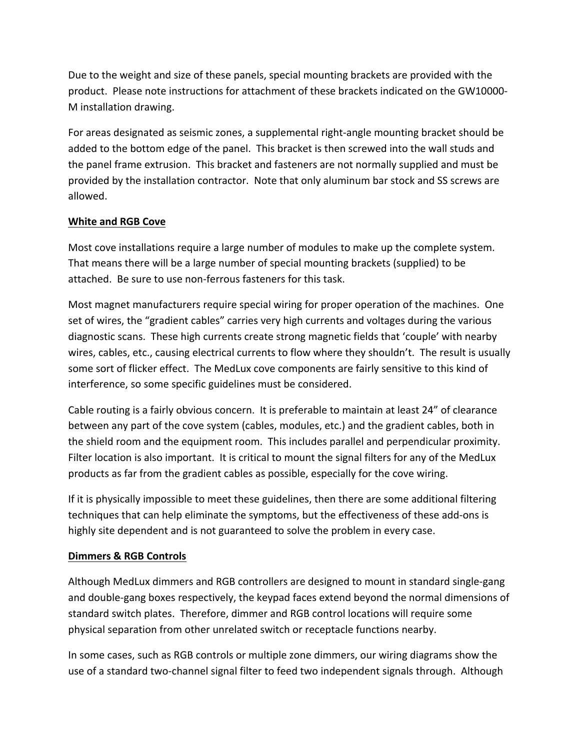Due to the weight and size of these panels, special mounting brackets are provided with the product. Please note instructions for attachment of these brackets indicated on the GW10000-M installation drawing.

For areas designated as seismic zones, a supplemental right-angle mounting bracket should be added to the bottom edge of the panel. This bracket is then screwed into the wall studs and the panel frame extrusion. This bracket and fasteners are not normally supplied and must be provided by the installation contractor. Note that only aluminum bar stock and SS screws are allowed.

## White and RGB Cove

Most cove installations require a large number of modules to make up the complete system. That means there will be a large number of special mounting brackets (supplied) to be attached. Be sure to use non-ferrous fasteners for this task.

Most magnet manufacturers require special wiring for proper operation of the machines. One set of wires, the "gradient cables" carries very high currents and voltages during the various diagnostic scans. These high currents create strong magnetic fields that 'couple' with nearby wires, cables, etc., causing electrical currents to flow where they shouldn't. The result is usually some sort of flicker effect. The MedLux cove components are fairly sensitive to this kind of interference, so some specific guidelines must be considered.

Cable routing is a fairly obvious concern. It is preferable to maintain at least 24" of clearance between any part of the cove system (cables, modules, etc.) and the gradient cables, both in the shield room and the equipment room. This includes parallel and perpendicular proximity. Filter location is also important. It is critical to mount the signal filters for any of the MedLux products as far from the gradient cables as possible, especially for the cove wiring.

If it is physically impossible to meet these guidelines, then there are some additional filtering techniques that can help eliminate the symptoms, but the effectiveness of these add-ons is highly site dependent and is not guaranteed to solve the problem in every case.

## Dimmers & RGB Controls

Although MedLux dimmers and RGB controllers are designed to mount in standard single-gang and double-gang boxes respectively, the keypad faces extend beyond the normal dimensions of standard switch plates. Therefore, dimmer and RGB control locations will require some physical separation from other unrelated switch or receptacle functions nearby.

In some cases, such as RGB controls or multiple zone dimmers, our wiring diagrams show the use of a standard two-channel signal filter to feed two independent signals through. Although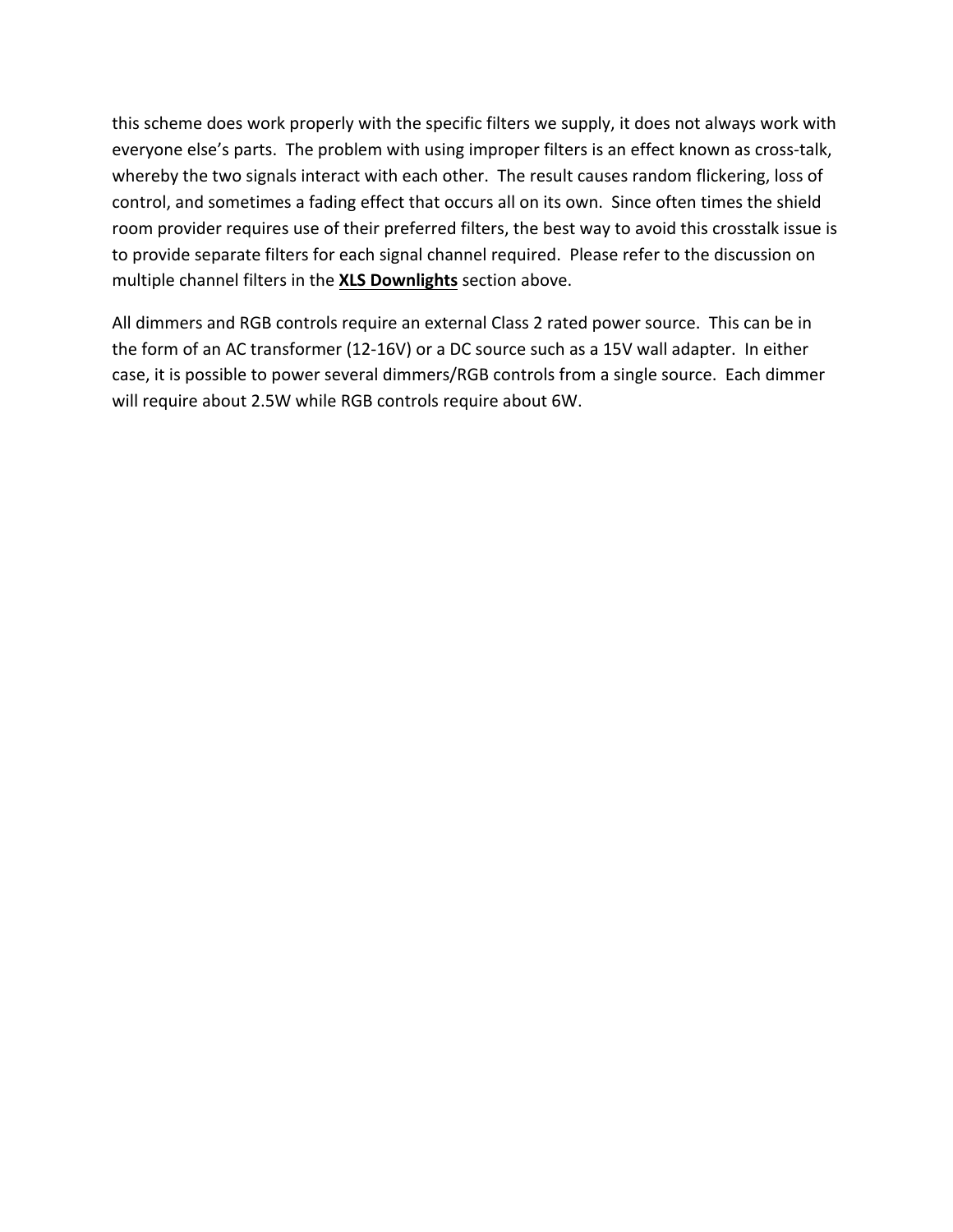this scheme does work properly with the specific filters we supply, it does not always work with everyone else's parts. The problem with using improper filters is an effect known as cross-talk, whereby the two signals interact with each other. The result causes random flickering, loss of control, and sometimes a fading effect that occurs all on its own. Since often times the shield room provider requires use of their preferred filters, the best way to avoid this crosstalk issue is to provide separate filters for each signal channel required. Please refer to the discussion on multiple channel filters in the **XLS Downlights** section above.

All dimmers and RGB controls require an external Class 2 rated power source. This can be in the form of an AC transformer (12-16V) or a DC source such as a 15V wall adapter. In either case, it is possible to power several dimmers/RGB controls from a single source. Each dimmer will require about 2.5W while RGB controls require about 6W.